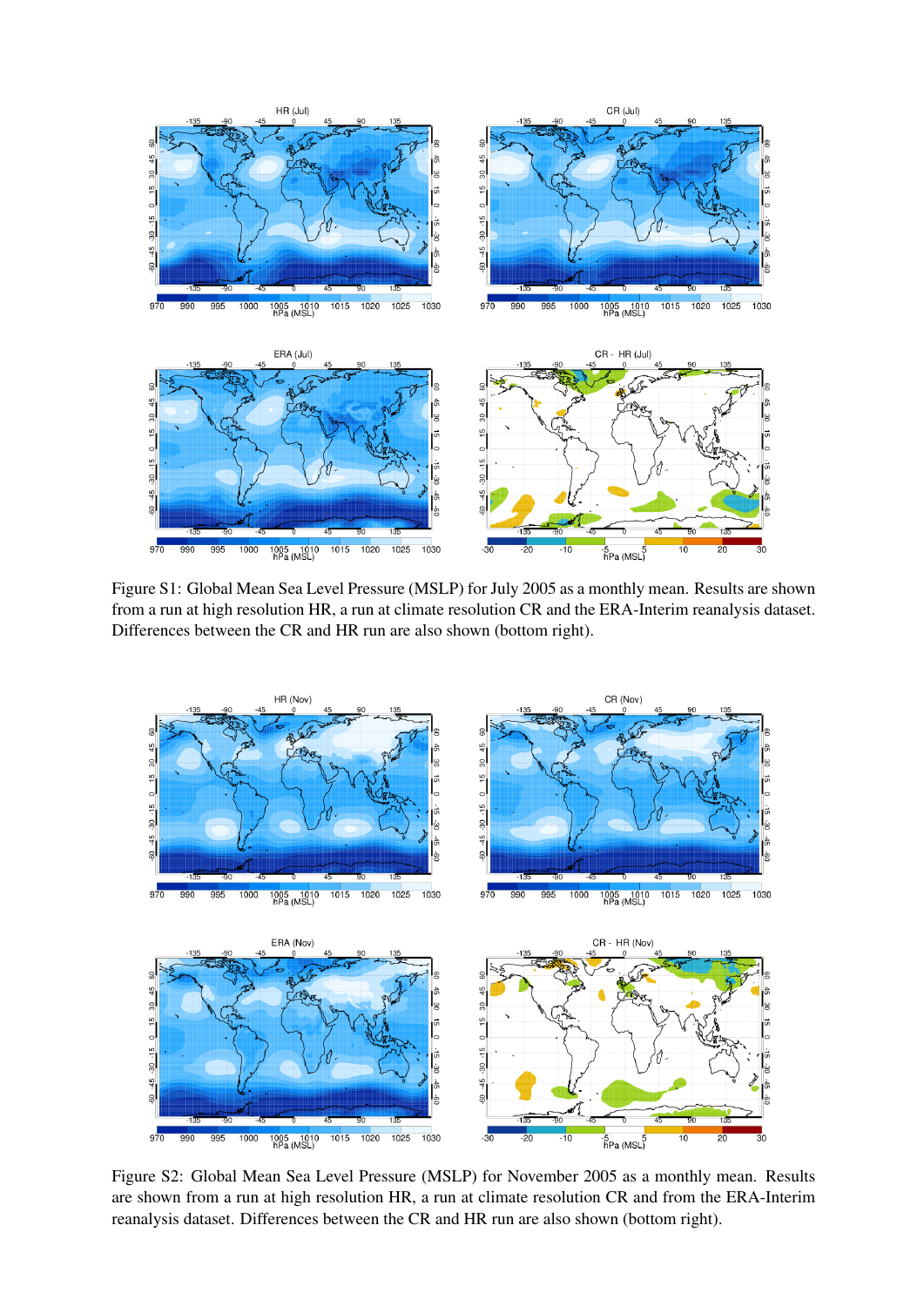Figure S1: Global Mean Sea Level Pressure (MSLP) for July 2005 as a monthly mean. Results are shown from a run at high resolution HR, a run at climate resolution CR and the ERA-Interim reanalysis dataset. Differences between the CR and HR run are also shown (bottom right).

Figure S2: Global Mean Sea Level Pressure (MSLP) for November 2005 as a monthly mean. Results are shown from a run at high resolution HR, a run at climate resolution CR and from the ERA-Interim reanalysis dataset. Differences between the CR and HR run are also shown (bottom right).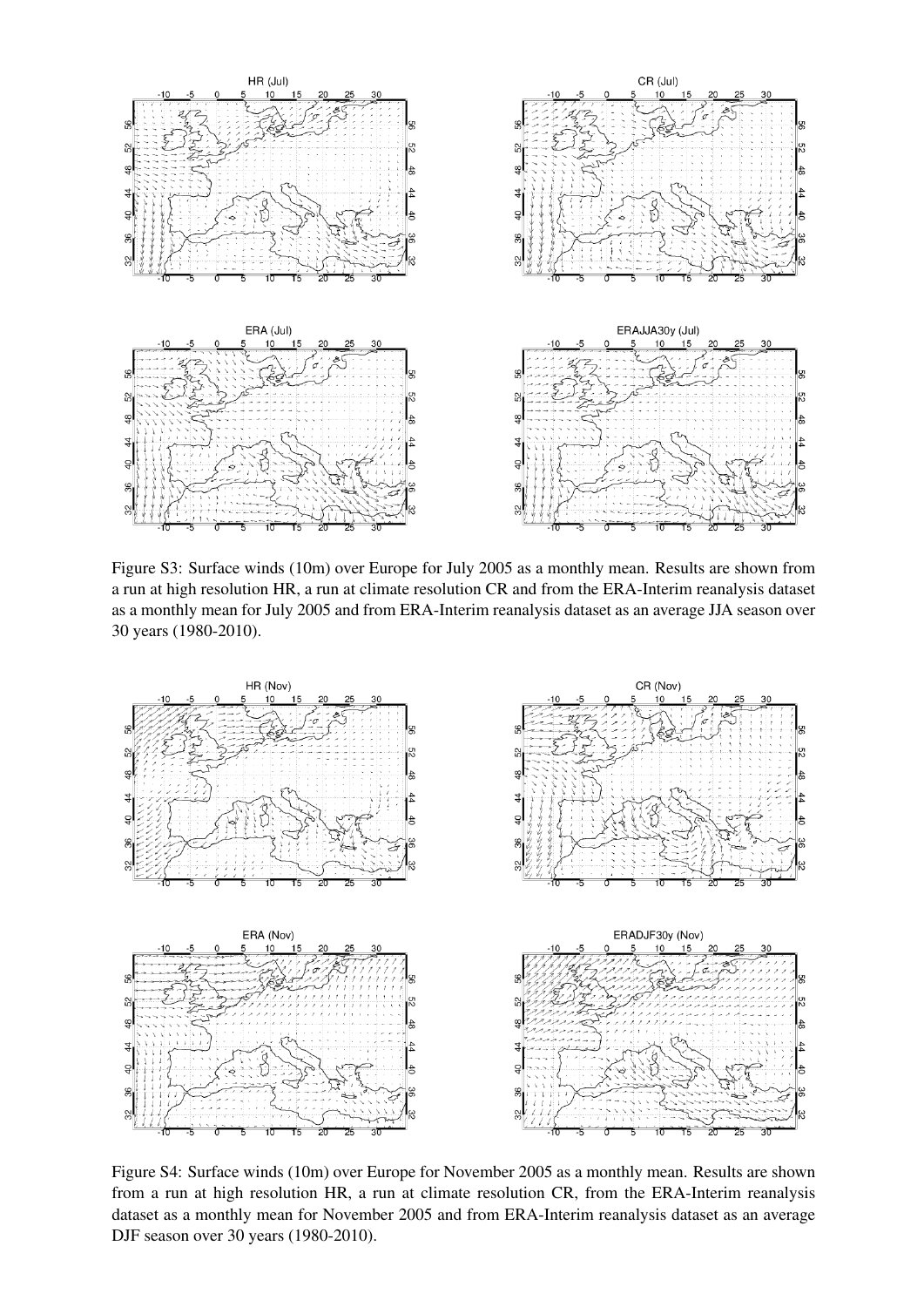HR (Jul)

CR (Jul)

ERA (Jul)

ERAJJA30y (Jul)

Figure S3: Surface winds (10m) over Europe for July 2005 as a monthly mean. Results are shown from a run at high resolution HR, a run at climate resolution CR and from the ERA-Interim reanalysis dataset as a monthly mean for July 2005 and from ERA-Interim reanalysis dataset as an average JJA season over 30 years (1980-2010).

HR (Nov)

CR (Nov)

ERA (Nov)

ERADJF30y (Nov)

Figure S4: Surface winds (10m) over Europe for November 2005 as a monthly mean. Results are shown from a run at high resolution HR, a run at climate resolution CR, from the ERA-Interim reanalysis dataset as a monthly mean for November 2005 and from ERA-Interim reanalysis dataset as an average DJF season over 30 years (1980-2010).